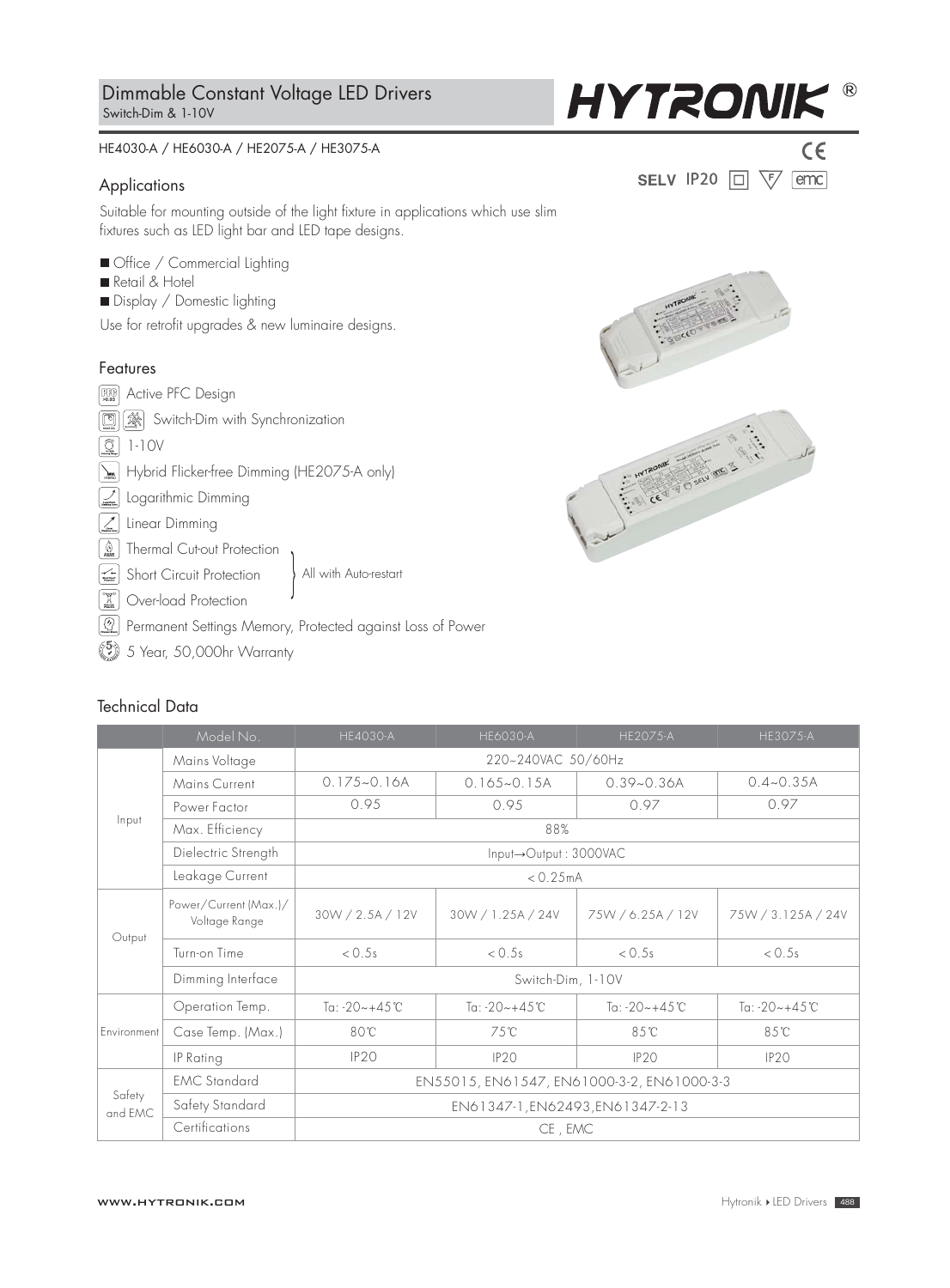# Dimmable Constant Voltage LED Drivers

Switch-Dim & 1-10V

HYTRONIK®

HE4030-A / HE6030-A / HE2075-A / HE3075-A

SELV IP20

## Applications

Suitable for mounting outside of the light fixture in applications which use slim fixtures such as LED light bar and LED tape designs.

- Office / Commercial Lighting
- Retail & Hotel
- Display / Domestic lighting

Use for retrofit upgrades & new luminaire designs.

## Features

- Active PFC Design
- Switch-Dim with Synchronization
- 1-10V
- Hybrid Flicker-free Dimming (HE2075-A only)
- Logarithmic Dimming
- Linear Dimming
- Thermal Cut-out Protection (All with Auto-restart)
- Short Circuit Protection (All with Auto-restart)
- Over-load Protection (All with Auto-restart)
- Permanent Settings Memory, Protected against Loss of Power
- 5 Year, 50,000hr Warranty

## Technical Data

| | Model No. | HE4030-A | HE6030-A | HE2075-A | HE3075-A |
|---|---|---|---|---|---|
| Input | Mains Voltage | 220~240VAC 50/60Hz | | | |
| | Mains Current | 0.175~0.16A | 0.165~0.15A | 0.39~0.36A | 0.4~0.35A |
| | Power Factor | 0.95 | 0.95 | 0.97 | 0.97 |
| | Max. Efficiency | 88% | | | |
| | Dielectric Strength | Input→Output : 3000VAC | | | |
| | Leakage Current | < 0.25mA | | | |
| Output | Power/Current (Max.)/ Voltage Range | 30W / 2.5A / 12V | 30W / 1.25A / 24V | 75W / 6.25A / 12V | 75W / 3.125A / 24V |
| | Turn-on Time | < 0.5s | < 0.5s | < 0.5s | < 0.5s |
| | Dimming Interface | Switch-Dim, 1-10V | | | |
| Environment | Operation Temp. | Ta: -20~+45℃ | Ta: -20~+45℃ | Ta: -20~+45℃ | Ta: -20~+45℃ |
| | Case Temp. (Max.) | 80℃ | 75℃ | 85℃ | 85℃ |
| | IP Rating | IP20 | IP20 | IP20 | IP20 |
| Safety and EMC | EMC Standard | EN55015, EN61547, EN61000-3-2, EN61000-3-3 | | | |
| | Safety Standard | EN61347-1,EN62493,EN61347-2-13 | | | |
| | Certifications | CE , EMC | | | |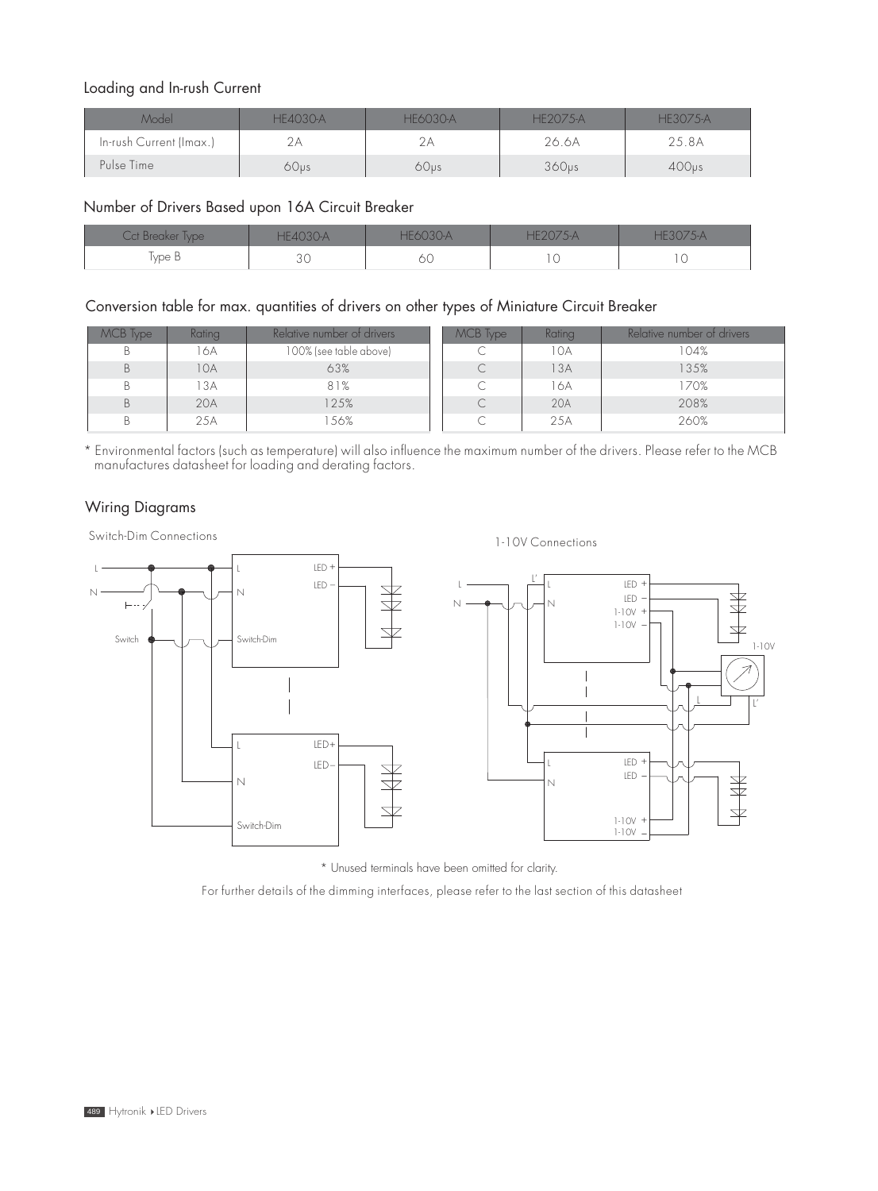## Loading and In-rush Current

| Model | HE4030-A | HE6030-A | HE2075-A | HE3075-A |
|---|---|---|---|---|
| In-rush Current (Imax.) | 2A | 2A | 26.6A | 25.8A |
| Pulse Time | 60μs | 60μs | 360μs | 400μs |

## Number of Drivers Based upon 16A Circuit Breaker

| Cct Breaker Type | HE4030-A | HE6030-A | HE2075-A | HE3075-A |
|---|---|---|---|---|
| Type B | 30 | 60 | 10 | 10 |

## Conversion table for max. quantities of drivers on other types of Miniature Circuit Breaker

| MCB Type | Rating | Relative number of drivers | MCB Type | Rating | Relative number of drivers |
|---|---|---|---|---|---|
| B | 16A | 100% (see table above) | C | 10A | 104% |
| B | 10A | 63% | C | 13A | 135% |
| B | 13A | 81% | C | 16A | 170% |
| B | 20A | 125% | C | 20A | 208% |
| B | 25A | 156% | C | 25A | 260% |

* Environmental factors (such as temperature) will also influence the maximum number of the drivers. Please refer to the MCB manufactures datasheet for loading and derating factors.

## Wiring Diagrams

Switch-Dim Connections

1-10V Connections

* Unused terminals have been omitted for clarity.

For further details of the dimming interfaces, please refer to the last section of this datasheet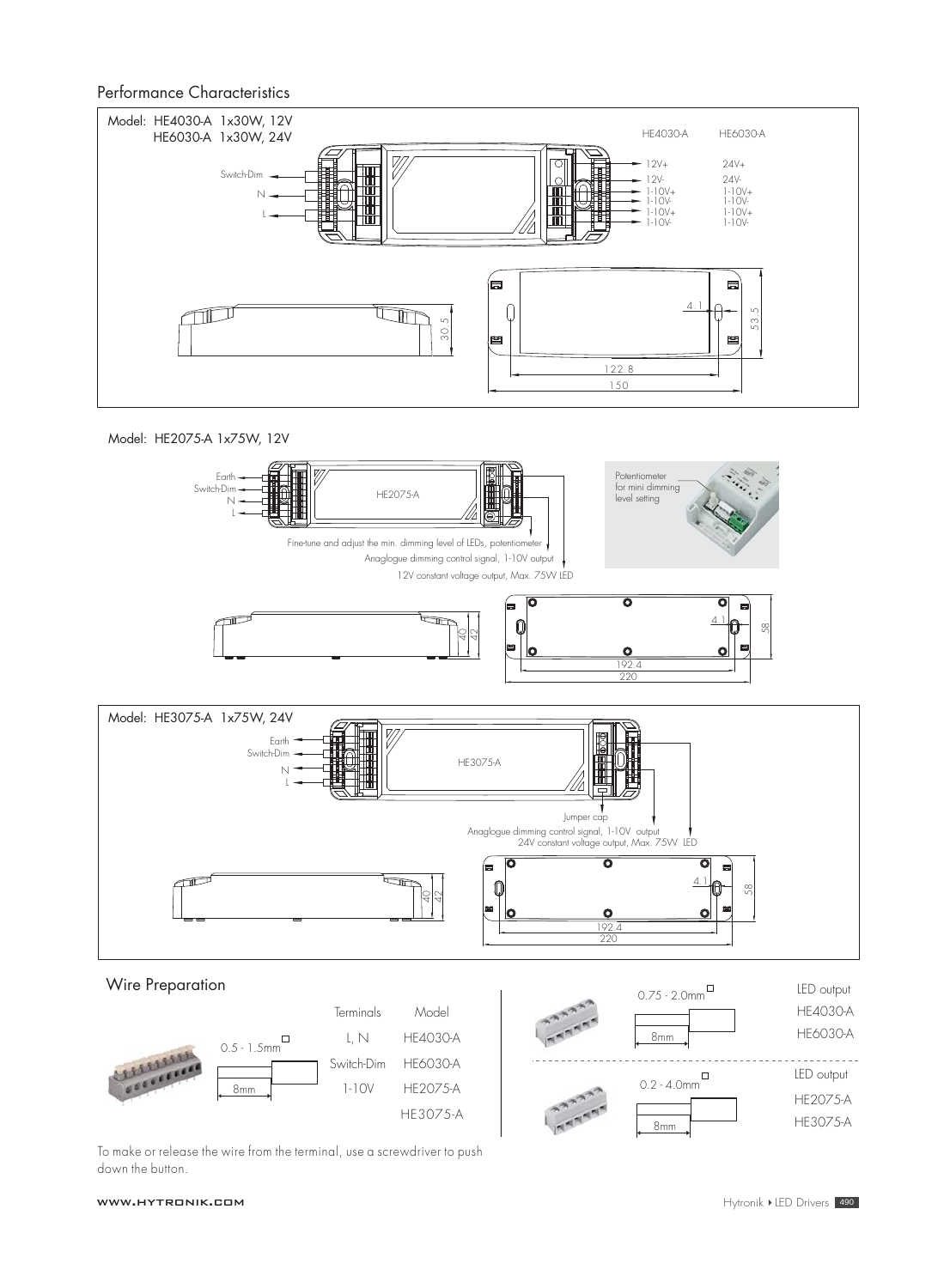## Performance Characteristics

**Model: HE4030-A 1x30W, 12V**
**HE6030-A 1x30W, 24V**

Switch-Dim
N
L

| HE4030-A | HE6030-A |
|---|---|
| 12V+ | 24V+ |
| 12V- | 24V- |
| 1-10V+ | 1-10V+ |
| 1-10V- | 1-10V- |
| 1-10V+ | 1-10V+ |
| 1-10V- | 1-10V- |

30.5
4.1
53.5
122.8
150

**Model: HE2075-A 1x75W, 12V**

Earth
Switch-Dim
N
L

HE2075-A

Potentiometer for mini dimming level setting

Fine-tune and adjust the min. dimming level of LEDs, potentiometer
Anaglogue dimming control signal, 1-10V output
12V constant voltage output, Max. 75W LED

40
42
4.1
58
192.4
220

**Model: HE3075-A 1x75W, 24V**

Earth
Switch-Dim
N
L

HE3075-A

Jumper cap
Anaglogue dimming control signal, 1-10V output
24V constant voltage output, Max. 75W LED

40
42
4.1
58
192.4
220

## Wire Preparation

0.5 - 1.5mm²
8mm

| Terminals | Model |
|---|---|
| L, N | HE4030-A |
| Switch-Dim | HE6030-A |
| 1-10V | HE2075-A |
| | HE3075-A |

0.75 - 2.0mm²
8mm

LED output
HE4030-A
HE6030-A

0.2 - 4.0mm²
8mm

LED output
HE2075-A
HE3075-A

To make or release the wire from the terminal, use a screwdriver to push down the button.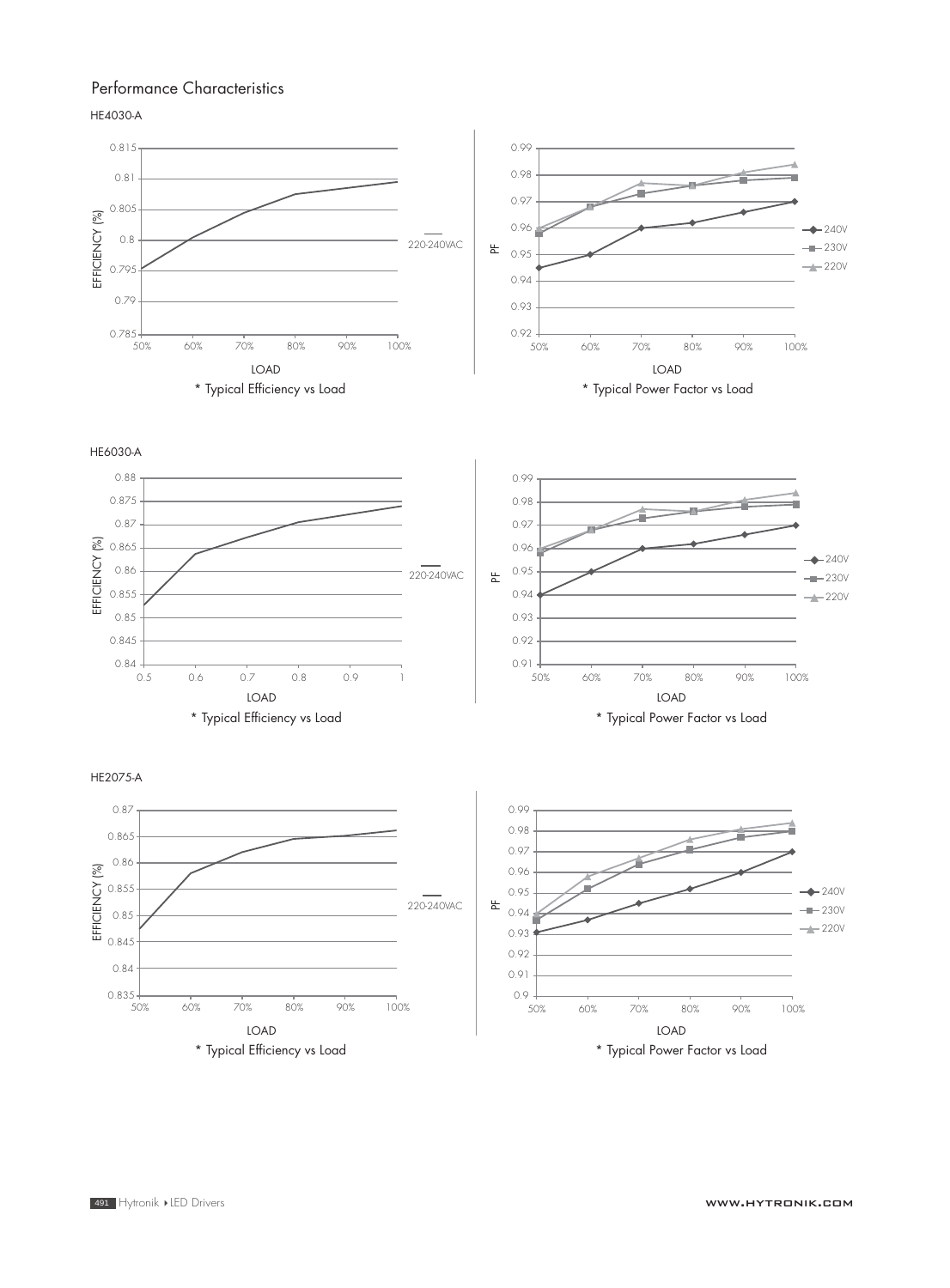## Performance Characteristics

### HE4030-A

EFFICIENCY (%) vs LOAD — 220-240VAC

* Typical Efficiency vs Load

PF vs LOAD — 240V, 230V, 220V

* Typical Power Factor vs Load

### HE6030-A

EFFICIENCY (%) vs LOAD — 220-240VAC

* Typical Efficiency vs Load

PF vs LOAD — 240V, 230V, 220V

* Typical Power Factor vs Load

### HE2075-A

EFFICIENCY (%) vs LOAD — 220-240VAC

* Typical Efficiency vs Load

PF vs LOAD — 240V, 230V, 220V

* Typical Power Factor vs Load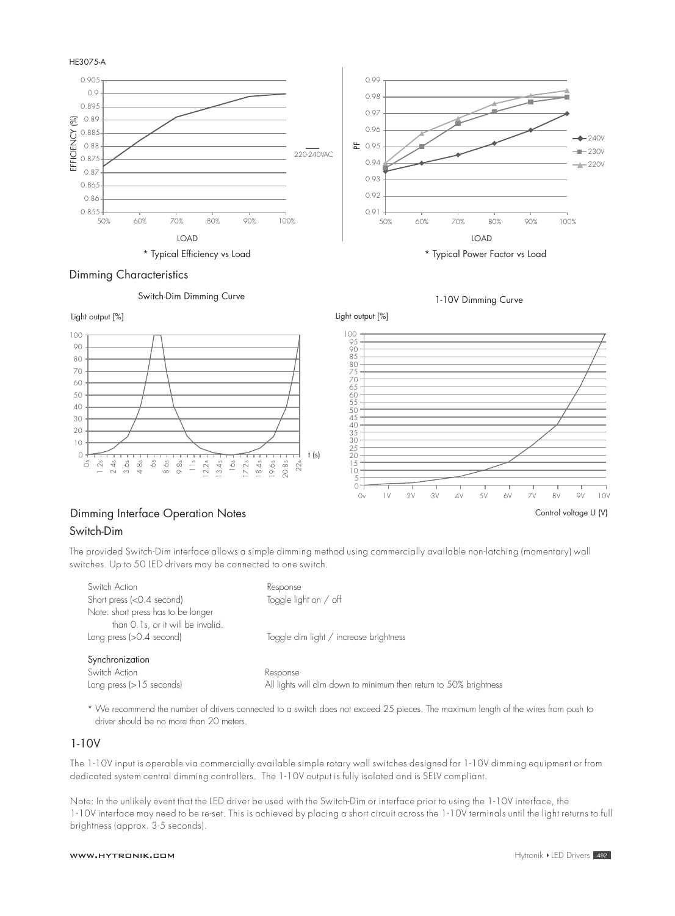HE3075-A

0.905
0.9
0.895
0.89
0.885
0.88
0.875
0.87
0.865
0.86
0.855
EFFICIENCY (%)
50% 60% 70% 80% 90% 100%
LOAD
220-240VAC

\* Typical Efficiency vs Load

0.99
0.98
0.97
0.96
0.95
0.94
0.93
0.92
0.91
PF
50% 60% 70% 80% 90% 100%
LOAD
240V
230V
220V

\* Typical Power Factor vs Load

## Dimming Characteristics

Switch-Dim Dimming Curve

Light output [%]
100 90 80 70 60 50 40 30 20 10 0
0s 1.2s 2.4s 3.6s 4.8s 6s 8.6s 9.8s 11s 12.2s 13.4s 16s 17.2s 18.4s 19.6s 20.8s 22s
t (s)

1-10V Dimming Curve

Light output [%]
100 95 90 85 80 75 70 65 60 55 50 45 40 35 30 25 20 15 10 5 0
0v 1V 2V 3V 4V 5V 6V 7V 8V 9V 10V
Control voltage U (V)

## Dimming Interface Operation Notes

### Switch-Dim

The provided Switch-Dim interface allows a simple dimming method using commercially available non-latching (momentary) wall switches. Up to 50 LED drivers may be connected to one switch.

| Switch Action | Response |
|---|---|
| Short press (<0.4 second)<br>Note: short press has to be longer than 0.1s, or it will be invalid. | Toggle light on / off |
| Long press (>0.4 second) | Toggle dim light / increase brightness |

**Synchronization**

| Switch Action | Response |
|---|---|
| Long press (>15 seconds) | All lights will dim down to minimum then return to 50% brightness |

\* We recommend the number of drivers connected to a switch does not exceed 25 pieces. The maximum length of the wires from push to driver should be no more than 20 meters.

### 1-10V

The 1-10V input is operable via commercially available simple rotary wall switches designed for 1-10V dimming equipment or from dedicated system central dimming controllers. The 1-10V output is fully isolated and is SELV compliant.

Note: In the unlikely event that the LED driver be used with the Switch-Dim or interface prior to using the 1-10V interface, the 1-10V interface may need to be re-set. This is achieved by placing a short circuit across the 1-10V terminals until the light returns to full brightness (approx. 3-5 seconds).